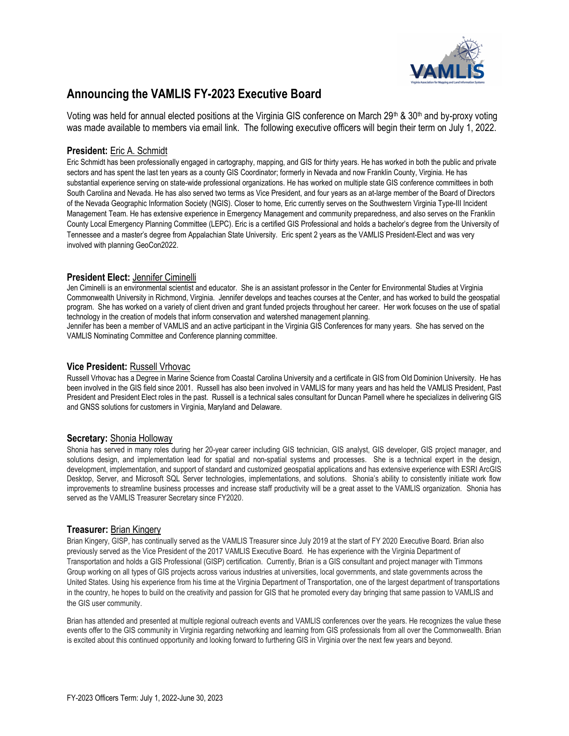# Announcing the VAMLIS FY-2023 Executive Board

Voting was held for annual elected positions at the Virginia GIS conference on March 29th & 30th and by-proxy voting was made available to members via email link. The following executive officers will begin their term on July 1, 2022.

### **President:** Eric A. Schmidt

Eric Schmidt has been professionally engaged in cartography, mapping, and GIS for thirty years. He has worked in both the public and private sectors and has spent the last ten years as a county GIS Coordinator; formerly in Nevada and now Franklin County, Virginia. He has substantial experience serving on state-wide professional organizations. He has worked on multiple state GIS conference committees in both South Carolina and Nevada. He has also served two terms as Vice President, and four years as an at-large member of the Board of Directors of the Nevada Geographic Information Society (NGIS). Closer to home, Eric currently serves on the Southwestern Virginia Type-III Incident Management Team. He has extensive experience in Emergency Management and community preparedness, and also serves on the Franklin County Local Emergency Planning Committee (LEPC). Eric is a certified GIS Professional and holds a bachelor's degree from the University of Tennessee and a master's degree from Appalachian State University. Eric spent 2 years as the VAMLIS President-Elect and was very involved with planning GeoCon2022.

### **President Elect:** Jennifer Ciminelli

Jen Ciminelli is an environmental scientist and educator. She is an assistant professor in the Center for Environmental Studies at Virginia Commonwealth University in Richmond, Virginia. Jennifer develops and teaches courses at the Center, and has worked to build the geospatial program. She has worked on a variety of client driven and grant funded projects throughout her career. Her work focuses on the use of spatial technology in the creation of models that inform conservation and watershed management planning.

Jennifer has been a member of VAMLIS and an active participant in the Virginia GIS Conferences for many years. She has served on the VAMLIS Nominating Committee and Conference planning committee.

### **Vice President:** Russell Vrhovac

Russell Vrhovac has a Degree in Marine Science from Coastal Carolina University and a certificate in GIS from Old Dominion University. He has been involved in the GIS field since 2001. Russell has also been involved in VAMLIS for many years and has held the VAMLIS President, Past President and President Elect roles in the past. Russell is a technical sales consultant for Duncan Parnell where he specializes in delivering GIS and GNSS solutions for customers in Virginia, Maryland and Delaware.

### **Secretary:** Shonia Holloway

Shonia has served in many roles during her 20-year career including GIS technician, GIS analyst, GIS developer, GIS project manager, and solutions design, and implementation lead for spatial and non-spatial systems and processes. She is a technical expert in the design, development, implementation, and support of standard and customized geospatial applications and has extensive experience with ESRI ArcGIS Desktop, Server, and Microsoft SQL Server technologies, implementations, and solutions. Shonia's ability to consistently initiate work flow improvements to streamline business processes and increase staff productivity will be a great asset to the VAMLIS organization. Shonia has served as the VAMLIS Treasurer Secretary since FY2020.

### **Treasurer:** Brian Kingery

Brian Kingery, GISP, has continually served as the VAMLIS Treasurer since July 2019 at the start of FY 2020 Executive Board. Brian also previously served as the Vice President of the 2017 VAMLIS Executive Board. He has experience with the Virginia Department of Transportation and holds a GIS Professional (GISP) certification. Currently, Brian is a GIS consultant and project manager with Timmons Group working on all types of GIS projects across various industries at universities, local governments, and state governments across the United States. Using his experience from his time at the Virginia Department of Transportation, one of the largest department of transportations in the country, he hopes to build on the creativity and passion for GIS that he promoted every day bringing that same passion to VAMLIS and the GIS user community.

Brian has attended and presented at multiple regional outreach events and VAMLIS conferences over the years. He recognizes the value these events offer to the GIS community in Virginia regarding networking and learning from GIS professionals from all over the Commonwealth. Brian is excited about this continued opportunity and looking forward to furthering GIS in Virginia over the next few years and beyond.

FY-2023 Officers Term: July 1, 2022-June 30, 2023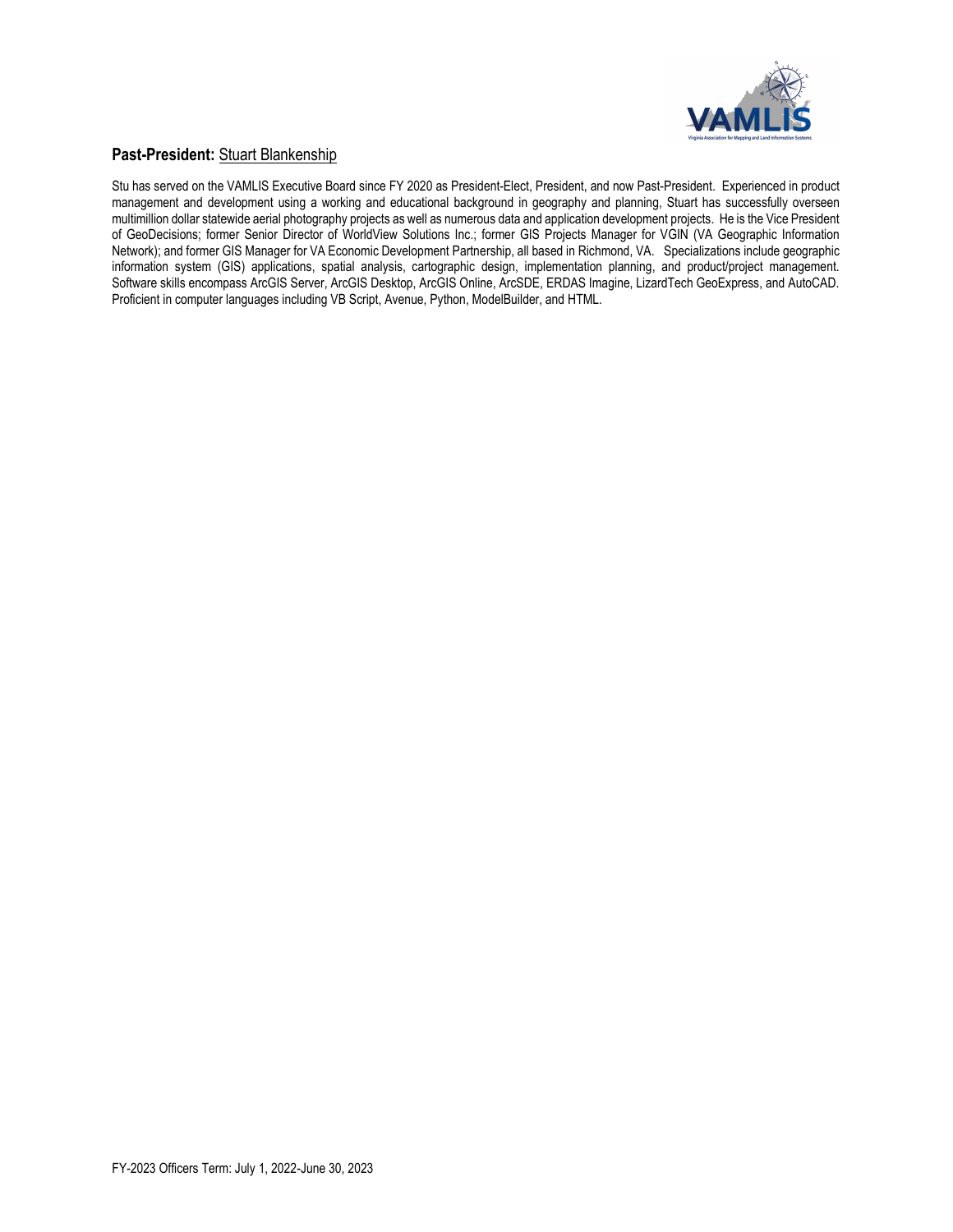**Past-President:** Stuart Blankenship

Stu has served on the VAMLIS Executive Board since FY 2020 as President-Elect, President, and now Past-President. Experienced in product management and development using a working and educational background in geography and planning, Stuart has successfully overseen multimillion dollar statewide aerial photography projects as well as numerous data and application development projects. He is the Vice President of GeoDecisions; former Senior Director of WorldView Solutions Inc.; former GIS Projects Manager for VGIN (VA Geographic Information Network); and former GIS Manager for VA Economic Development Partnership, all based in Richmond, VA. Specializations include geographic information system (GIS) applications, spatial analysis, cartographic design, implementation planning, and product/project management. Software skills encompass ArcGIS Server, ArcGIS Desktop, ArcGIS Online, ArcSDE, ERDAS Imagine, LizardTech GeoExpress, and AutoCAD. Proficient in computer languages including VB Script, Avenue, Python, ModelBuilder, and HTML.

FY-2023 Officers Term: July 1, 2022-June 30, 2023